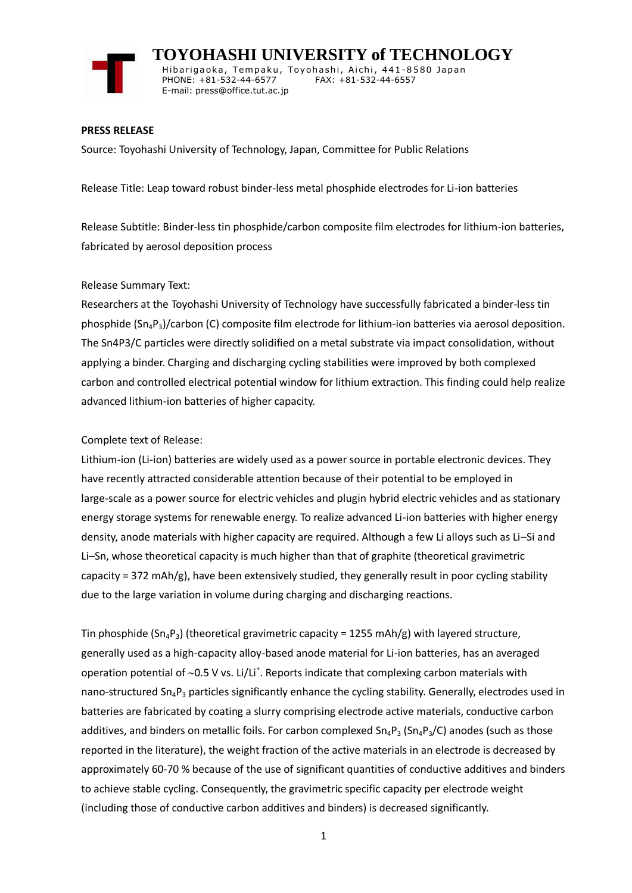**TOYOHASHI UNIVERSITY of TECHNOLOGY**

Hibarigaoka, Tempaku, Toyohashi, Aichi, 441-8580 Japan
PHONE: +81-532-44-6577 FAX: +81-532-44-6557
E-mail: press@office.tut.ac.jp

**PRESS RELEASE**

Source: Toyohashi University of Technology, Japan, Committee for Public Relations

Release Title: Leap toward robust binder-less metal phosphide electrodes for Li-ion batteries

Release Subtitle: Binder-less tin phosphide/carbon composite film electrodes for lithium-ion batteries, fabricated by aerosol deposition process

Release Summary Text:

Researchers at the Toyohashi University of Technology have successfully fabricated a binder-less tin phosphide ($Sn_4P_3$)/carbon (C) composite film electrode for lithium-ion batteries via aerosol deposition. The Sn4P3/C particles were directly solidified on a metal substrate via impact consolidation, without applying a binder. Charging and discharging cycling stabilities were improved by both complexed carbon and controlled electrical potential window for lithium extraction. This finding could help realize advanced lithium-ion batteries of higher capacity.

Complete text of Release:

Lithium-ion (Li-ion) batteries are widely used as a power source in portable electronic devices. They have recently attracted considerable attention because of their potential to be employed in large-scale as a power source for electric vehicles and plugin hybrid electric vehicles and as stationary energy storage systems for renewable energy. To realize advanced Li-ion batteries with higher energy density, anode materials with higher capacity are required. Although a few Li alloys such as Li–Si and Li–Sn, whose theoretical capacity is much higher than that of graphite (theoretical gravimetric capacity = 372 mAh/g), have been extensively studied, they generally result in poor cycling stability due to the large variation in volume during charging and discharging reactions.

Tin phosphide ($Sn_4P_3$) (theoretical gravimetric capacity = 1255 mAh/g) with layered structure, generally used as a high-capacity alloy-based anode material for Li-ion batteries, has an averaged operation potential of ~0.5 V vs. $Li/Li^+$. Reports indicate that complexing carbon materials with nano-structured $Sn_4P_3$ particles significantly enhance the cycling stability. Generally, electrodes used in batteries are fabricated by coating a slurry comprising electrode active materials, conductive carbon additives, and binders on metallic foils. For carbon complexed $Sn_4P_3$ ($Sn_4P_3$/C) anodes (such as those reported in the literature), the weight fraction of the active materials in an electrode is decreased by approximately 60-70 % because of the use of significant quantities of conductive additives and binders to achieve stable cycling. Consequently, the gravimetric specific capacity per electrode weight (including those of conductive carbon additives and binders) is decreased significantly.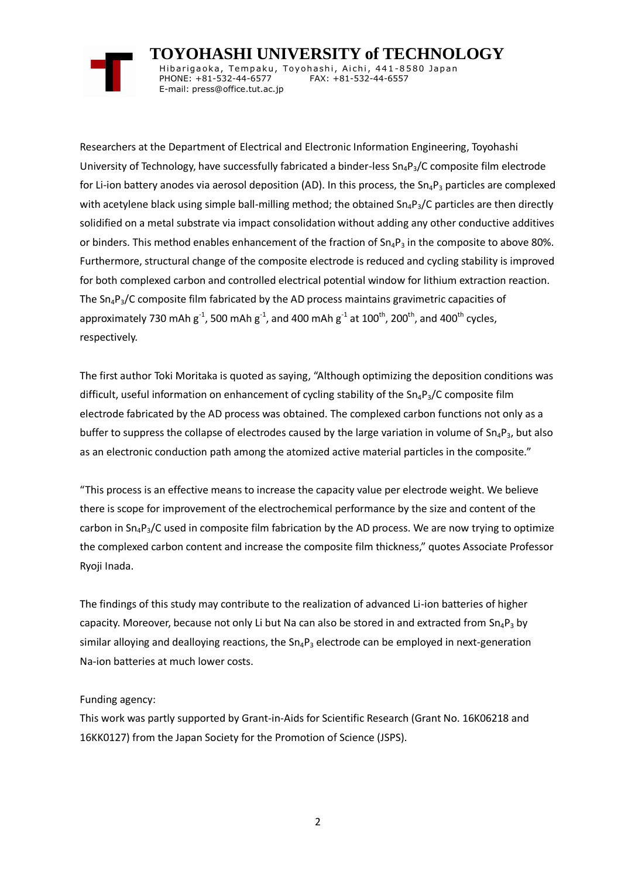Researchers at the Department of Electrical and Electronic Information Engineering, Toyohashi University of Technology, have successfully fabricated a binder-less $Sn_4P_3$/C composite film electrode for Li-ion battery anodes via aerosol deposition (AD). In this process, the $Sn_4P_3$ particles are complexed with acetylene black using simple ball-milling method; the obtained $Sn_4P_3$/C particles are then directly solidified on a metal substrate via impact consolidation without adding any other conductive additives or binders. This method enables enhancement of the fraction of $Sn_4P_3$ in the composite to above 80%. Furthermore, structural change of the composite electrode is reduced and cycling stability is improved for both complexed carbon and controlled electrical potential window for lithium extraction reaction. The $Sn_4P_3$/C composite film fabricated by the AD process maintains gravimetric capacities of approximately 730 mAh $g^{-1}$, 500 mAh $g^{-1}$, and 400 mAh $g^{-1}$ at 100$^{th}$, 200$^{th}$, and 400$^{th}$ cycles, respectively.

The first author Toki Moritaka is quoted as saying, "Although optimizing the deposition conditions was difficult, useful information on enhancement of cycling stability of the $Sn_4P_3$/C composite film electrode fabricated by the AD process was obtained. The complexed carbon functions not only as a buffer to suppress the collapse of electrodes caused by the large variation in volume of $Sn_4P_3$, but also as an electronic conduction path among the atomized active material particles in the composite."

"This process is an effective means to increase the capacity value per electrode weight. We believe there is scope for improvement of the electrochemical performance by the size and content of the carbon in $Sn_4P_3$/C used in composite film fabrication by the AD process. We are now trying to optimize the complexed carbon content and increase the composite film thickness," quotes Associate Professor Ryoji Inada.

The findings of this study may contribute to the realization of advanced Li-ion batteries of higher capacity. Moreover, because not only Li but Na can also be stored in and extracted from $Sn_4P_3$ by similar alloying and dealloying reactions, the $Sn_4P_3$ electrode can be employed in next-generation Na-ion batteries at much lower costs.

Funding agency:
This work was partly supported by Grant-in-Aids for Scientific Research (Grant No. 16K06218 and 16KK0127) from the Japan Society for the Promotion of Science (JSPS).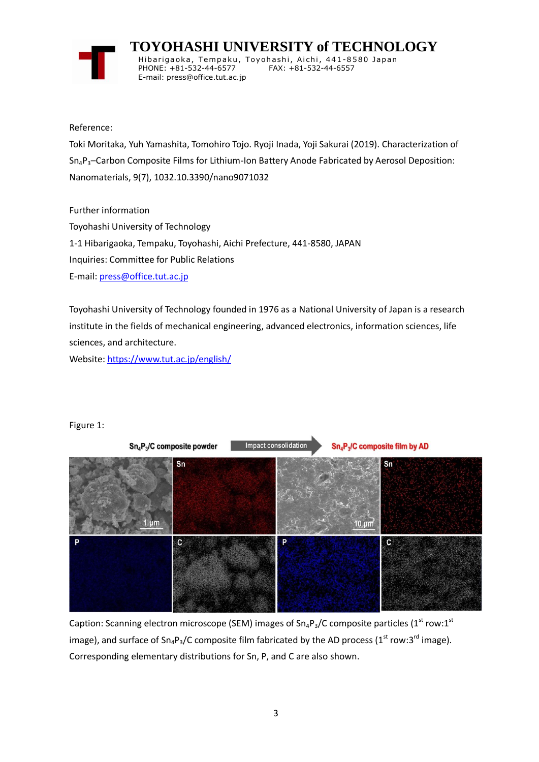Reference:

Toki Moritaka, Yuh Yamashita, Tomohiro Tojo. Ryoji Inada, Yoji Sakurai (2019). Characterization of $Sn_4P_3$–Carbon Composite Films for Lithium-Ion Battery Anode Fabricated by Aerosol Deposition: Nanomaterials, 9(7), 1032.10.3390/nano9071032

Further information

Toyohashi University of Technology

1-1 Hibarigaoka, Tempaku, Toyohashi, Aichi Prefecture, 441-8580, JAPAN

Inquiries: Committee for Public Relations

E-mail: press@office.tut.ac.jp

Toyohashi University of Technology founded in 1976 as a National University of Japan is a research institute in the fields of mechanical engineering, advanced electronics, information sciences, life sciences, and architecture.

Website: https://www.tut.ac.jp/english/

Figure 1:

Caption: Scanning electron microscope (SEM) images of $Sn_4P_3$/C composite particles ($1^{st}$ row:$1^{st}$ image), and surface of $Sn_4P_3$/C composite film fabricated by the AD process ($1^{st}$ row:$3^{rd}$ image). Corresponding elementary distributions for Sn, P, and C are also shown.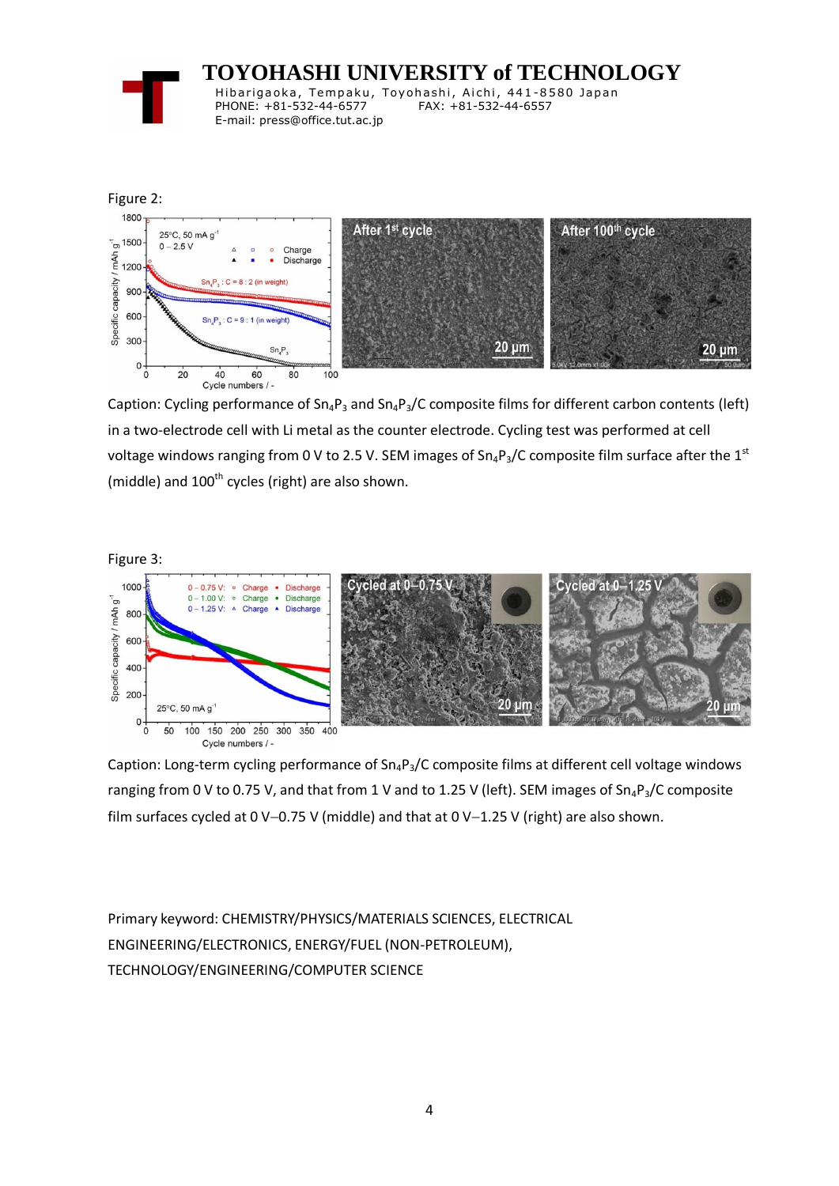TOYOHASHI UNIVERSITY of TECHNOLOGY
Hibarigaoka, Tempaku, Toyohashi, Aichi, 441-8580 Japan
PHONE: +81-532-44-6577 FAX: +81-532-44-6557
E-mail: press@office.tut.ac.jp

Figure 2:

25°C, 50 mA g$^{-1}$
0 – 2.5 V
Charge
Discharge
$Sn_4P_3$ : C = 8 : 2 (in weight)
$Sn_4P_3$ : C = 9 : 1 (in weight)
$Sn_4P_3$
Specific capacity / mAh g$^{-1}$
Cycle numbers / -
After 1st cycle
After 100th cycle
20 μm

Caption: Cycling performance of $Sn_4P_3$ and $Sn_4P_3$/C composite films for different carbon contents (left) in a two-electrode cell with Li metal as the counter electrode. Cycling test was performed at cell voltage windows ranging from 0 V to 2.5 V. SEM images of $Sn_4P_3$/C composite film surface after the 1st (middle) and 100th cycles (right) are also shown.

Figure 3:

0 – 0.75 V: Charge Discharge
0 – 1.00 V: Charge Discharge
0 – 1.25 V: Charge Discharge
25°C, 50 mA g$^{-1}$
Specific capacity / mAh g$^{-1}$
Cycle numbers / -
Cycled at 0–0.75 V
Cycled at 0–1.25 V
20 μm

Caption: Long-term cycling performance of $Sn_4P_3$/C composite films at different cell voltage windows ranging from 0 V to 0.75 V, and that from 1 V and to 1.25 V (left). SEM images of $Sn_4P_3$/C composite film surfaces cycled at 0 V–0.75 V (middle) and that at 0 V–1.25 V (right) are also shown.

Primary keyword: CHEMISTRY/PHYSICS/MATERIALS SCIENCES, ELECTRICAL ENGINEERING/ELECTRONICS, ENERGY/FUEL (NON-PETROLEUM), TECHNOLOGY/ENGINEERING/COMPUTER SCIENCE